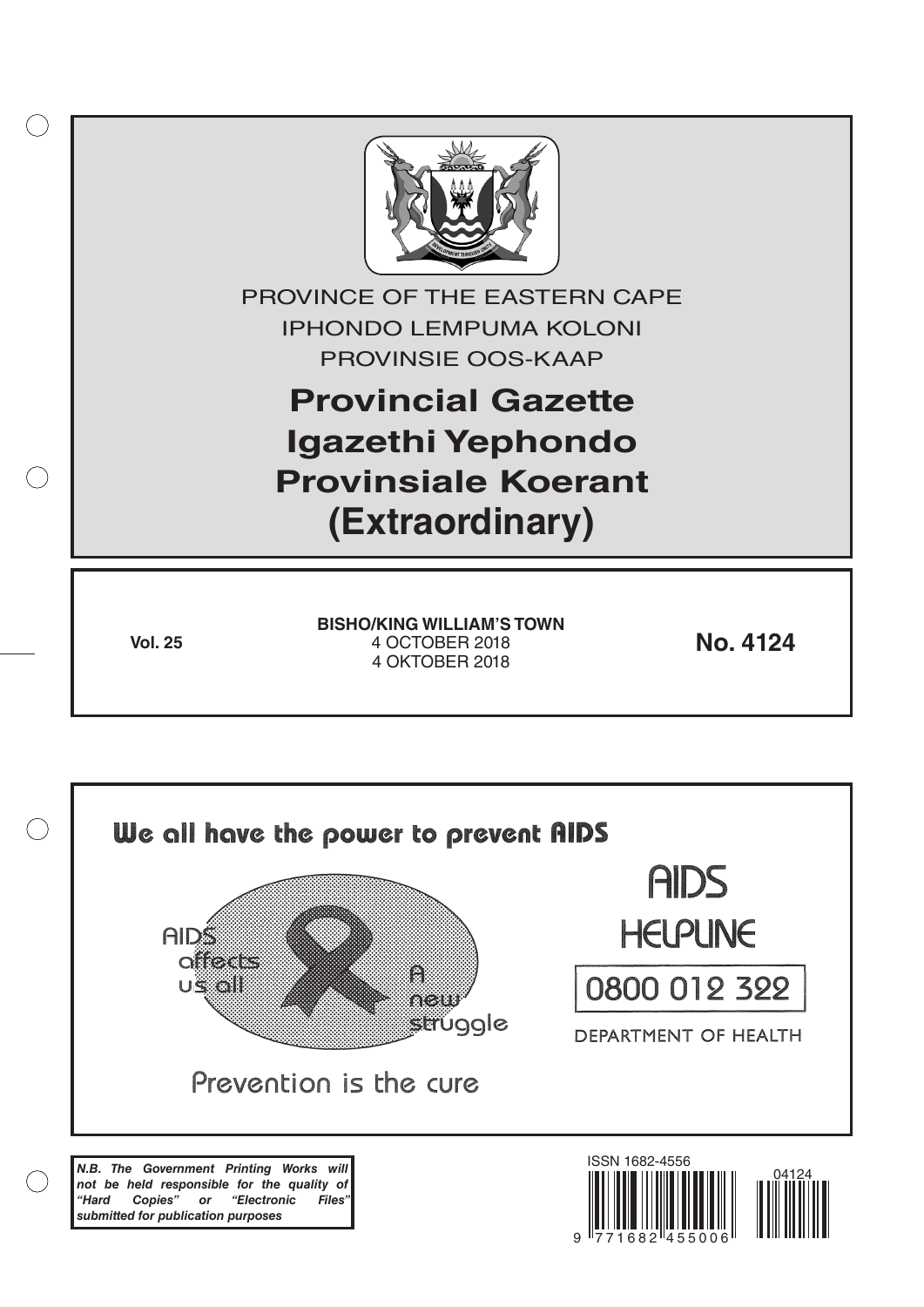PROVINCE OF THE EASTERN CAPE

IPHONDO LEMPUMA KOLONI

PROVINSIE OOS-KAAP

# Provincial Gazette
# Igazethi Yephondo
# Provinsiale Koerant
# (Extraordinary)

**Vol. 25**

**BISHO/KING WILLIAM'S TOWN**
4 OCTOBER 2018
4 OKTOBER 2018

**No. 4124**

We all have the power to prevent AIDS

AIDS affects us all

A new struggle

Prevention is the cure

AIDS HELPLINE

0800 012 322

DEPARTMENT OF HEALTH

***N.B. The Government Printing Works will not be held responsible for the quality of "Hard Copies" or "Electronic Files" submitted for publication purposes***

ISSN 1682-4556

04124

9 771682 455006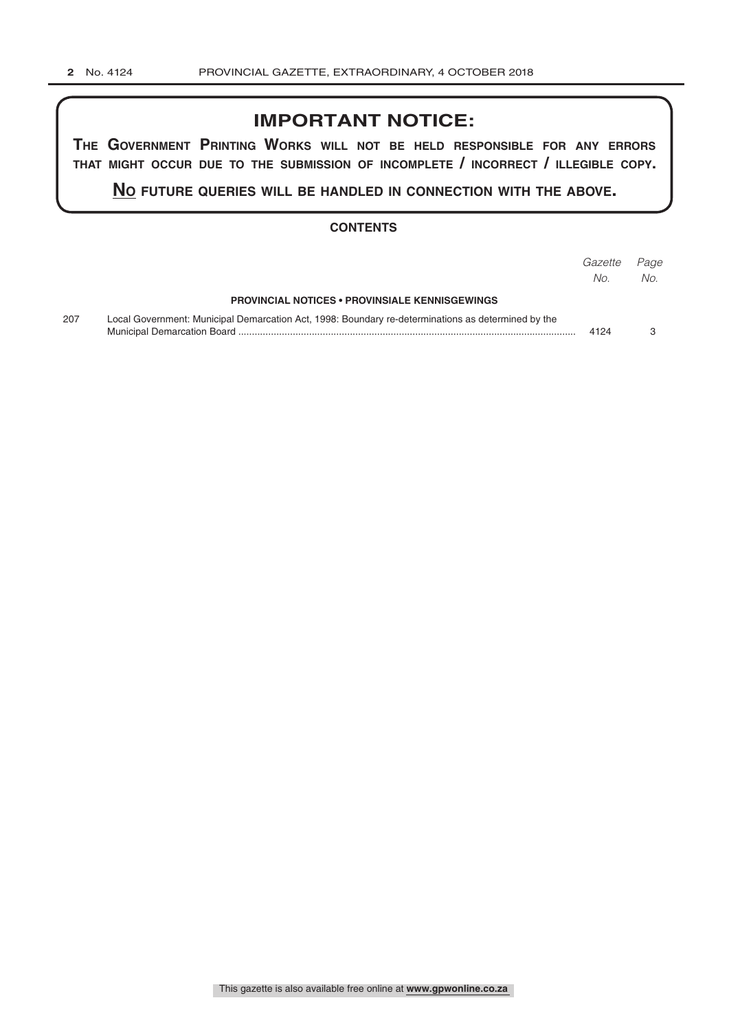# IMPORTANT NOTICE:

**THE GOVERNMENT PRINTING WORKS WILL NOT BE HELD RESPONSIBLE FOR ANY ERRORS THAT MIGHT OCCUR DUE TO THE SUBMISSION OF INCOMPLETE / INCORRECT / ILLEGIBLE COPY.**

**NO FUTURE QUERIES WILL BE HANDLED IN CONNECTION WITH THE ABOVE.**

## CONTENTS

| | | *Gazette No.* | *Page No.* |
|---|---|---|---|
| | **PROVINCIAL NOTICES • PROVINSIALE KENNISGEWINGS** | | |
| 207 | Local Government: Municipal Demarcation Act, 1998: Boundary re-determinations as determined by the Municipal Demarcation Board | 4124 | 3 |

This gazette is also available free online at **www.gpwonline.co.za**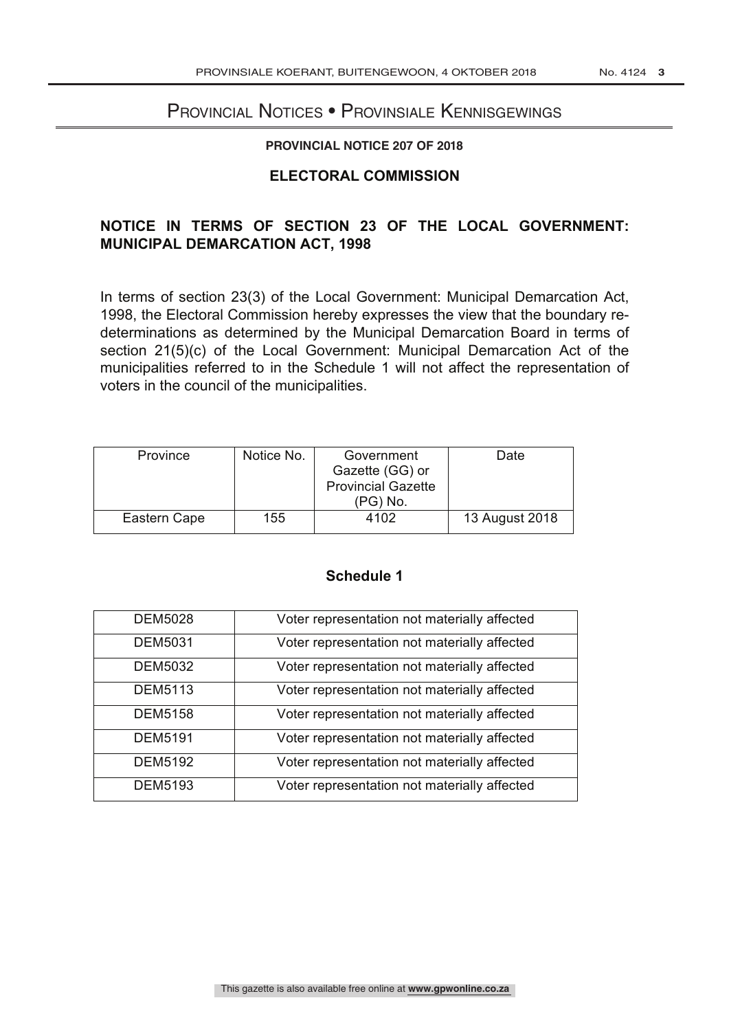# Provincial Notices • Provinsiale Kennisgewings

**PROVINCIAL NOTICE 207 OF 2018**

## ELECTORAL COMMISSION

## NOTICE IN TERMS OF SECTION 23 OF THE LOCAL GOVERNMENT: MUNICIPAL DEMARCATION ACT, 1998

In terms of section 23(3) of the Local Government: Municipal Demarcation Act, 1998, the Electoral Commission hereby expresses the view that the boundary re-determinations as determined by the Municipal Demarcation Board in terms of section 21(5)(c) of the Local Government: Municipal Demarcation Act of the municipalities referred to in the Schedule 1 will not affect the representation of voters in the council of the municipalities.

| Province | Notice No. | Government Gazette (GG) or Provincial Gazette (PG) No. | Date |
|---|---|---|---|
| Eastern Cape | 155 | 4102 | 13 August 2018 |

### Schedule 1

| | |
|---|---|
| DEM5028 | Voter representation not materially affected |
| DEM5031 | Voter representation not materially affected |
| DEM5032 | Voter representation not materially affected |
| DEM5113 | Voter representation not materially affected |
| DEM5158 | Voter representation not materially affected |
| DEM5191 | Voter representation not materially affected |
| DEM5192 | Voter representation not materially affected |
| DEM5193 | Voter representation not materially affected |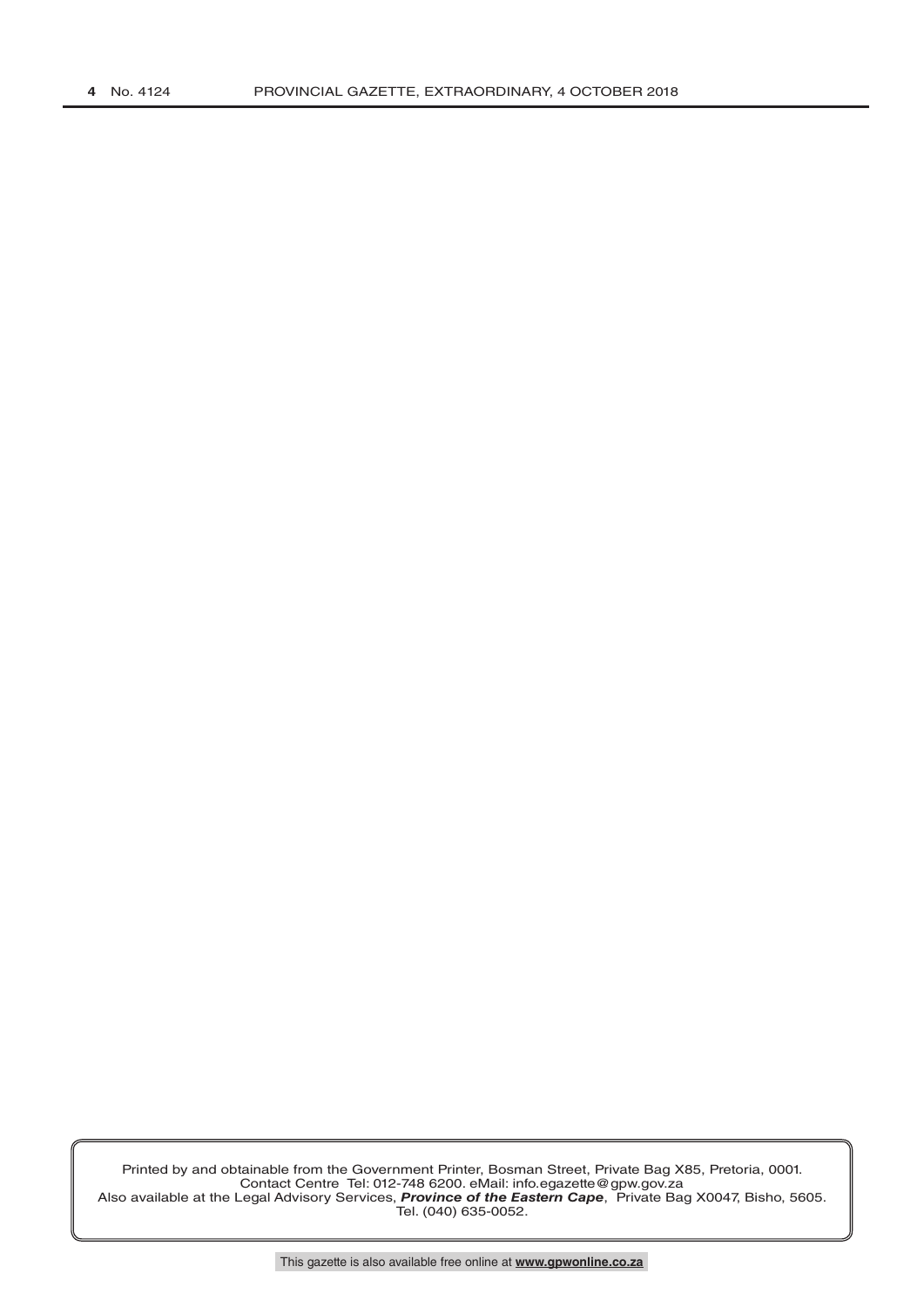Printed by and obtainable from the Government Printer, Bosman Street, Private Bag X85, Pretoria, 0001.
Contact Centre Tel: 012-748 6200. eMail: info.egazette@gpw.gov.za
Also available at the Legal Advisory Services, ***Province of the Eastern Cape***, Private Bag X0047, Bisho, 5605.
Tel. (040) 635-0052.

This gazette is also available free online at **www.gpwonline.co.za**